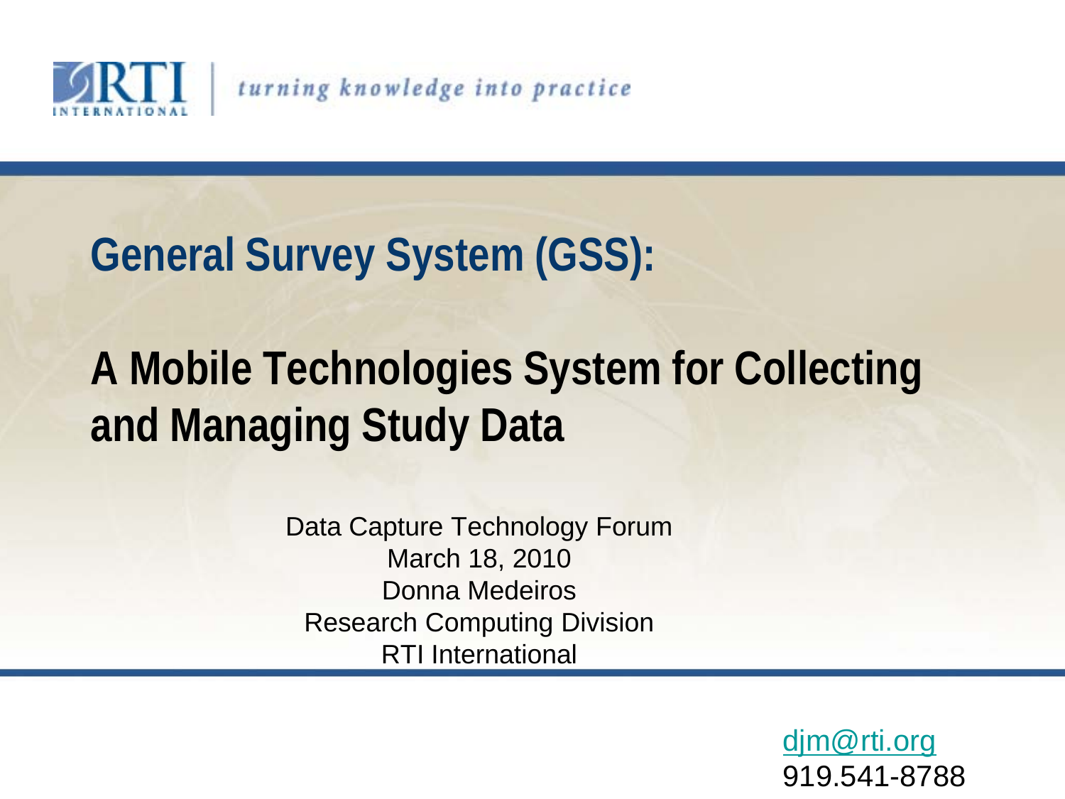RTI INTERNATIONAL | *turning knowledge into practice*

# General Survey System (GSS):

# A Mobile Technologies System for Collecting and Managing Study Data

Data Capture Technology Forum
March 18, 2010
Donna Medeiros
Research Computing Division
RTI International

djm@rti.org
919.541-8788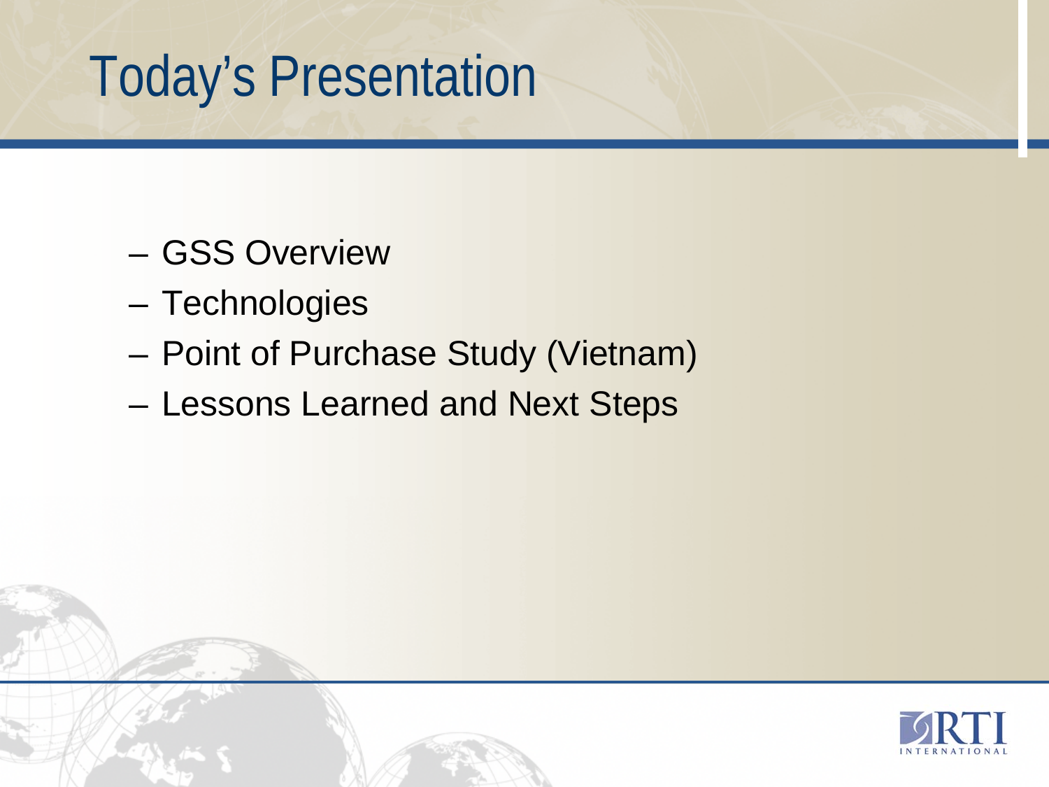# Today's Presentation

- GSS Overview
- Technologies
- Point of Purchase Study (Vietnam)
- Lessons Learned and Next Steps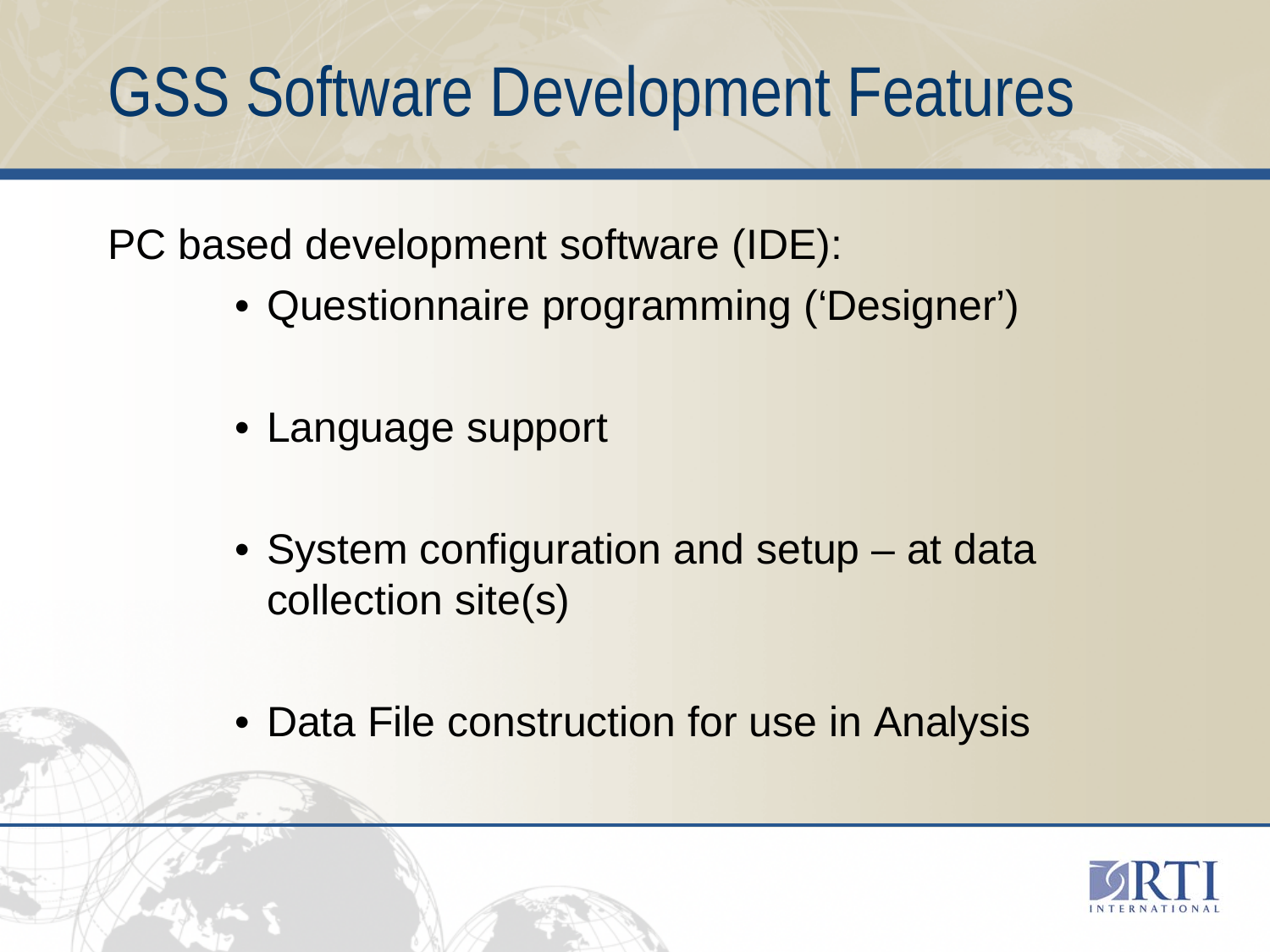# GSS Software Development Features

PC based development software (IDE):

- Questionnaire programming (‘Designer’)
- Language support
- System configuration and setup – at data collection site(s)
- Data File construction for use in Analysis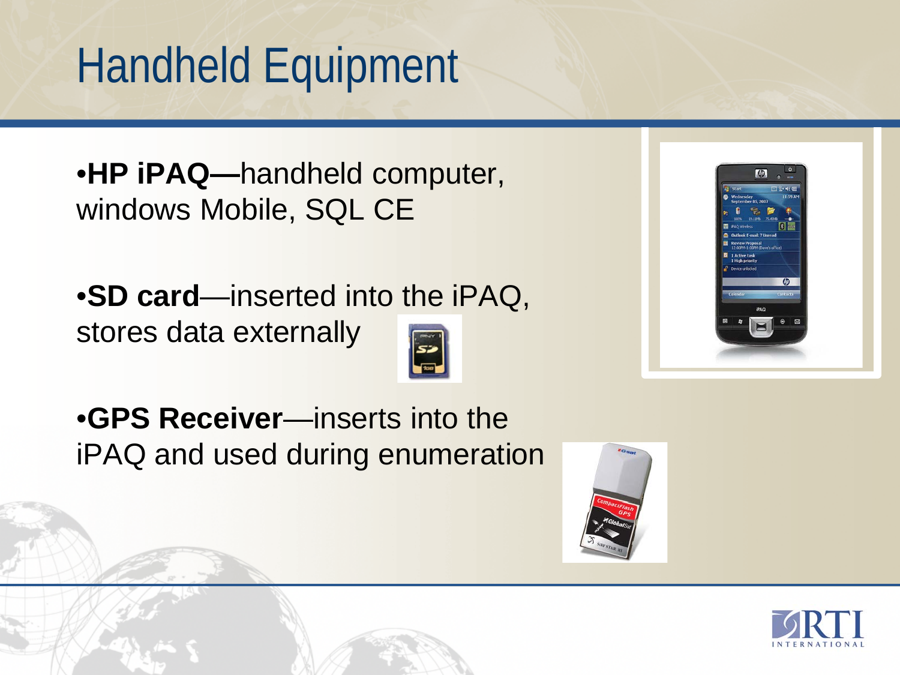# Handheld Equipment

- **HP iPAQ—**handheld computer, windows Mobile, SQL CE
- **SD card**—inserted into the iPAQ, stores data externally
- **GPS Receiver**—inserts into the iPAQ and used during enumeration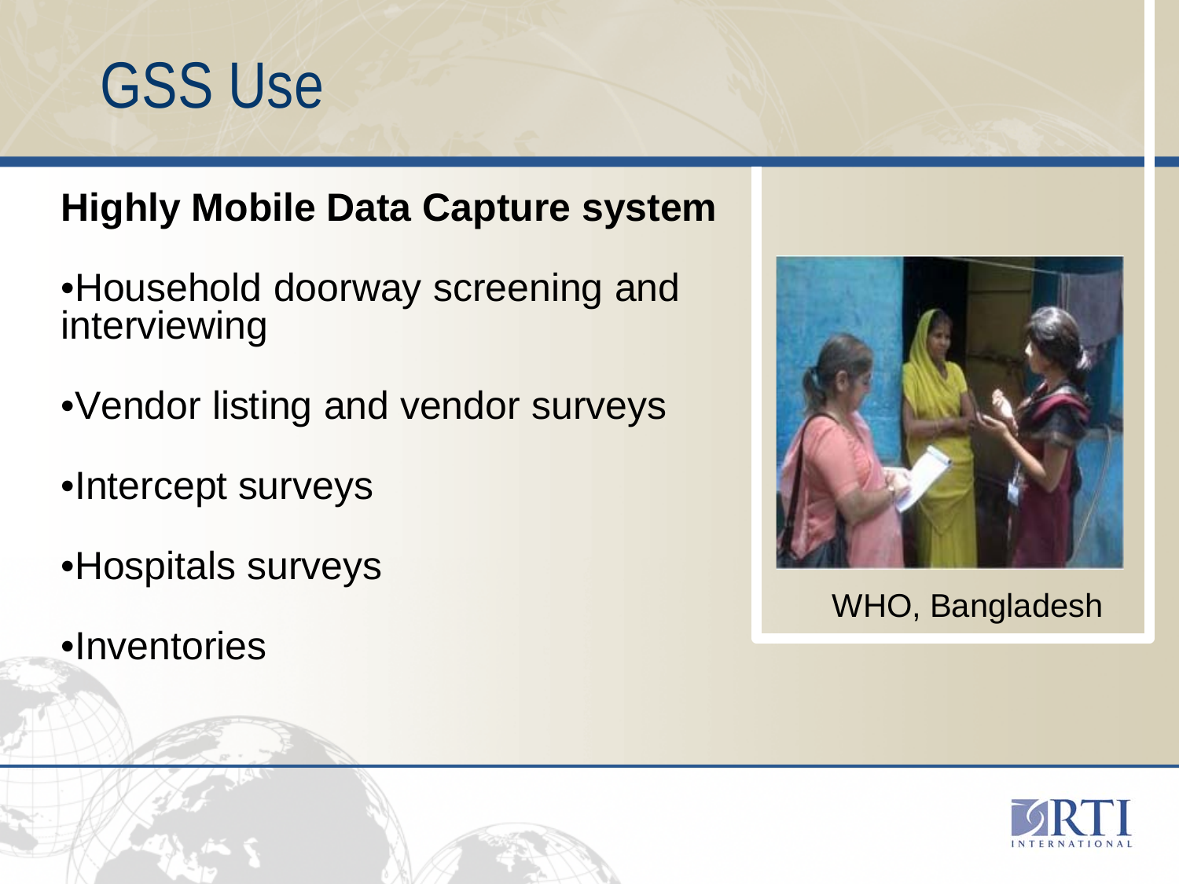# GSS Use

**Highly Mobile Data Capture system**

- Household doorway screening and interviewing
- Vendor listing and vendor surveys
- Intercept surveys
- Hospitals surveys
- Inventories

WHO, Bangladesh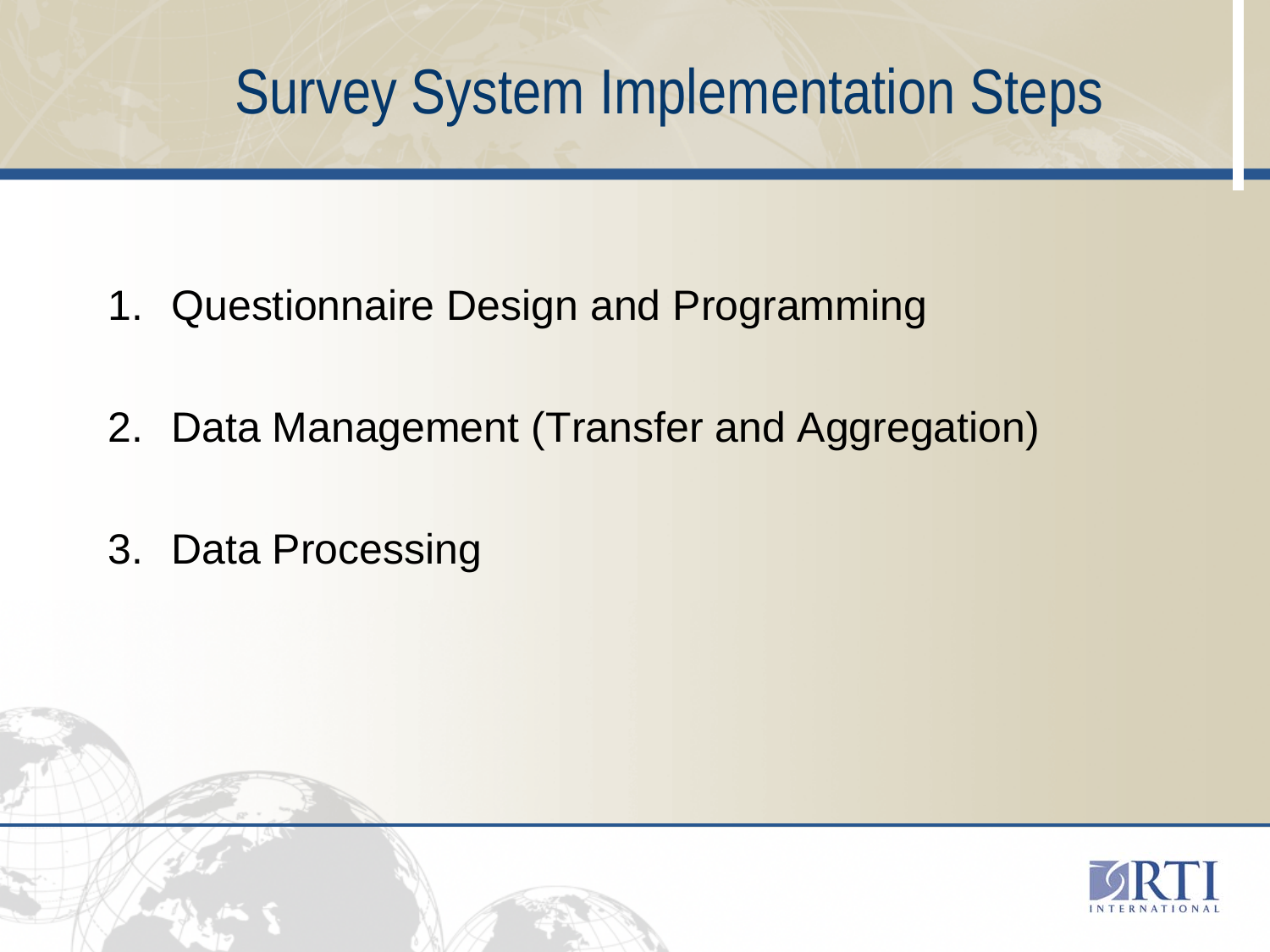# Survey System Implementation Steps

1. Questionnaire Design and Programming
2. Data Management (Transfer and Aggregation)
3. Data Processing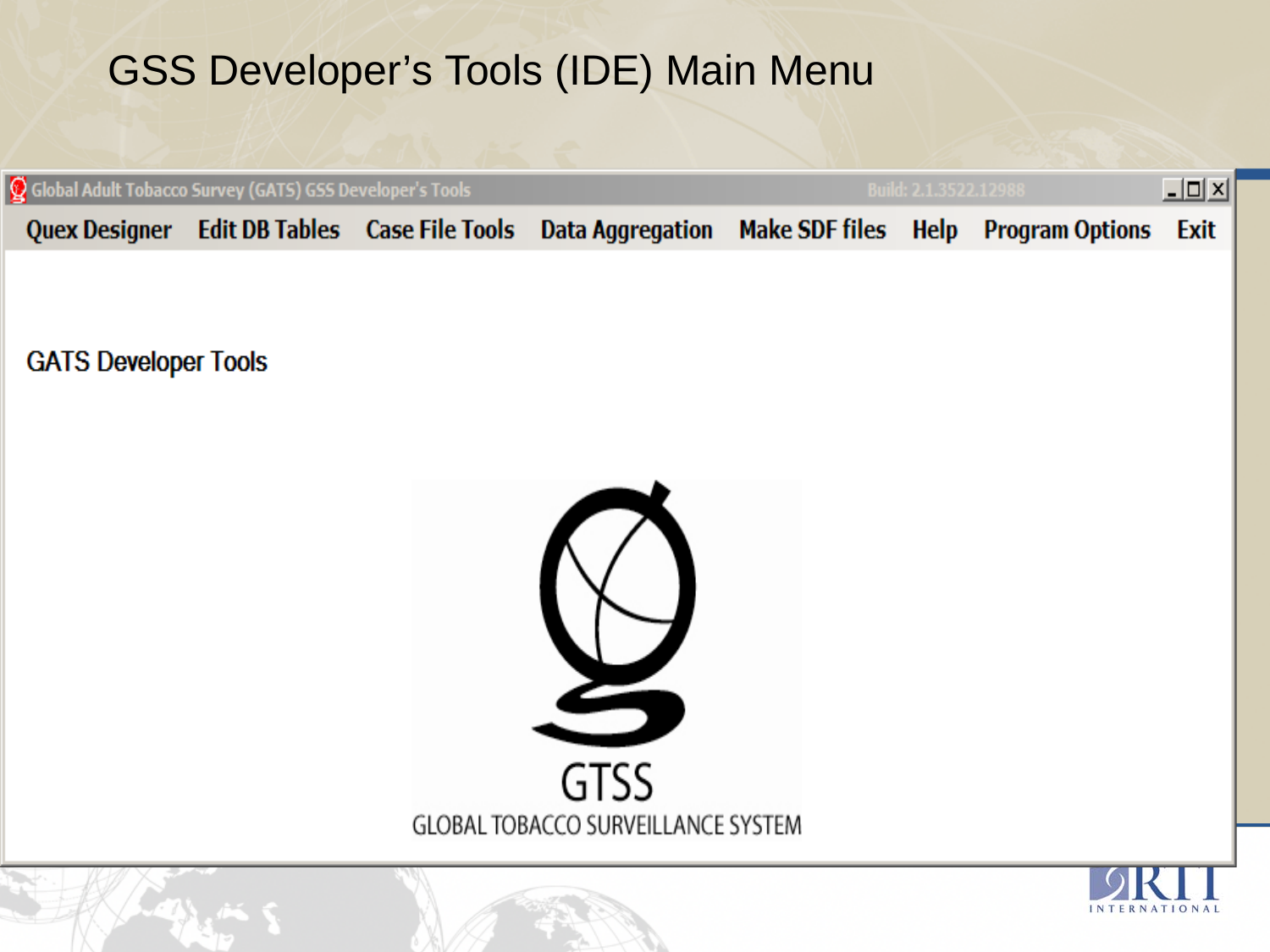# GSS Developer's Tools (IDE) Main Menu

Global Adult Tobacco Survey (GATS) GSS Developer's Tools — Build: 2.1.3522.12988

Quex Designer | Edit DB Tables | Case File Tools | Data Aggregation | Make SDF files | Help | Program Options | Exit

GATS Developer Tools

GTSS

GLOBAL TOBACCO SURVEILLANCE SYSTEM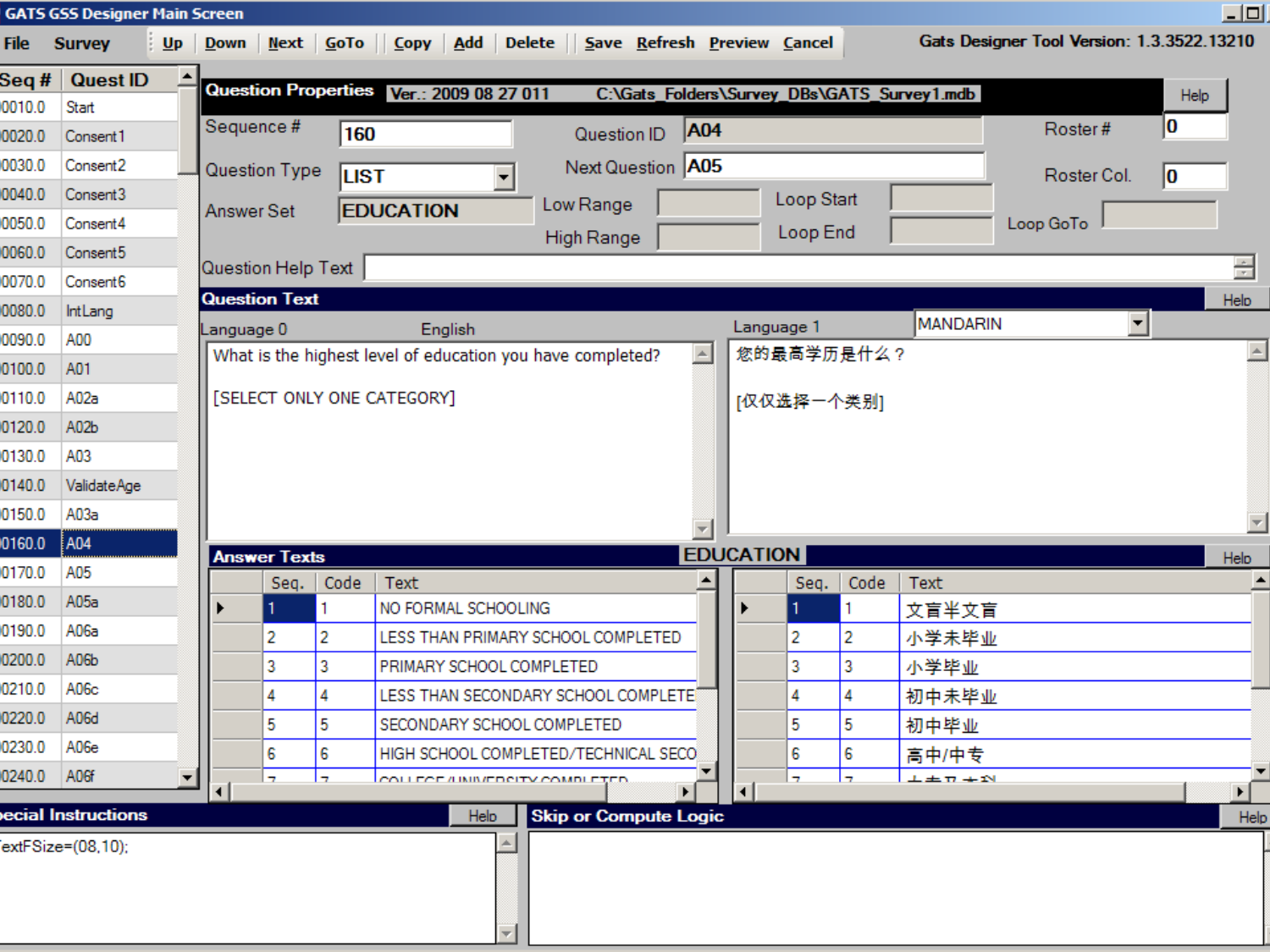GATS GSS Designer Main Screen

File Survey | Up | Down | Next | GoTo | Copy | Add | Delete | Save | Refresh | Preview | Cancel

Gats Designer Tool Version: 1.3.3522.13210

| Seq # | Quest ID |
|---|---|
| 0010.0 | Start |
| 0020.0 | Consent1 |
| 0030.0 | Consent2 |
| 0040.0 | Consent3 |
| 0050.0 | Consent4 |
| 0060.0 | Consent5 |
| 0070.0 | Consent6 |
| 0080.0 | IntLang |
| 0090.0 | A00 |
| 0100.0 | A01 |
| 0110.0 | A02a |
| 0120.0 | A02b |
| 0130.0 | A03 |
| 0140.0 | ValidateAge |
| 0150.0 | A03a |
| 0160.0 | A04 |
| 0170.0 | A05 |
| 0180.0 | A05a |
| 0190.0 | A06a |
| 0200.0 | A06b |
| 0210.0 | A06c |
| 0220.0 | A06d |
| 0230.0 | A06e |
| 0240.0 | A06f |

**Question Properties** Ver.: 2009 08 27 011 C:\Gats_Folders\Survey_DBs\GATS_Survey1.mdb

Sequence # 160 | Question ID A04 | Roster # 0
Question Type LIST | Next Question A05 | Roster Col. 0
Answer Set EDUCATION | Low Range | Loop Start | Loop GoTo
High Range | Loop End

Question Help Text

**Question Text**

Language 0 English

What is the highest level of education you have completed?

[SELECT ONLY ONE CATEGORY]

Language 1 MANDARIN

您的最高学历是什么？

[仅仅选择一个类别]

**Answer Texts** EDUCATION

| Seq. | Code | Text |
|---|---|---|
| 1 | 1 | NO FORMAL SCHOOLING |
| 2 | 2 | LESS THAN PRIMARY SCHOOL COMPLETED |
| 3 | 3 | PRIMARY SCHOOL COMPLETED |
| 4 | 4 | LESS THAN SECONDARY SCHOOL COMPLETE |
| 5 | 5 | SECONDARY SCHOOL COMPLETED |
| 6 | 6 | HIGH SCHOOL COMPLETED/TECHNICAL SECO |
| 7 | 7 | COLLEGE/UNIVERSITY COMPLETED |

| Seq. | Code | Text |
|---|---|---|
| 1 | 1 | 文盲半文盲 |
| 2 | 2 | 小学未毕业 |
| 3 | 3 | 小学毕业 |
| 4 | 4 | 初中未毕业 |
| 5 | 5 | 初中毕业 |
| 6 | 6 | 高中/中专 |
| 7 | 7 | 大专及本科 |

**Special Instructions**

TextFSize=(08,10);

**Skip or Compute Logic**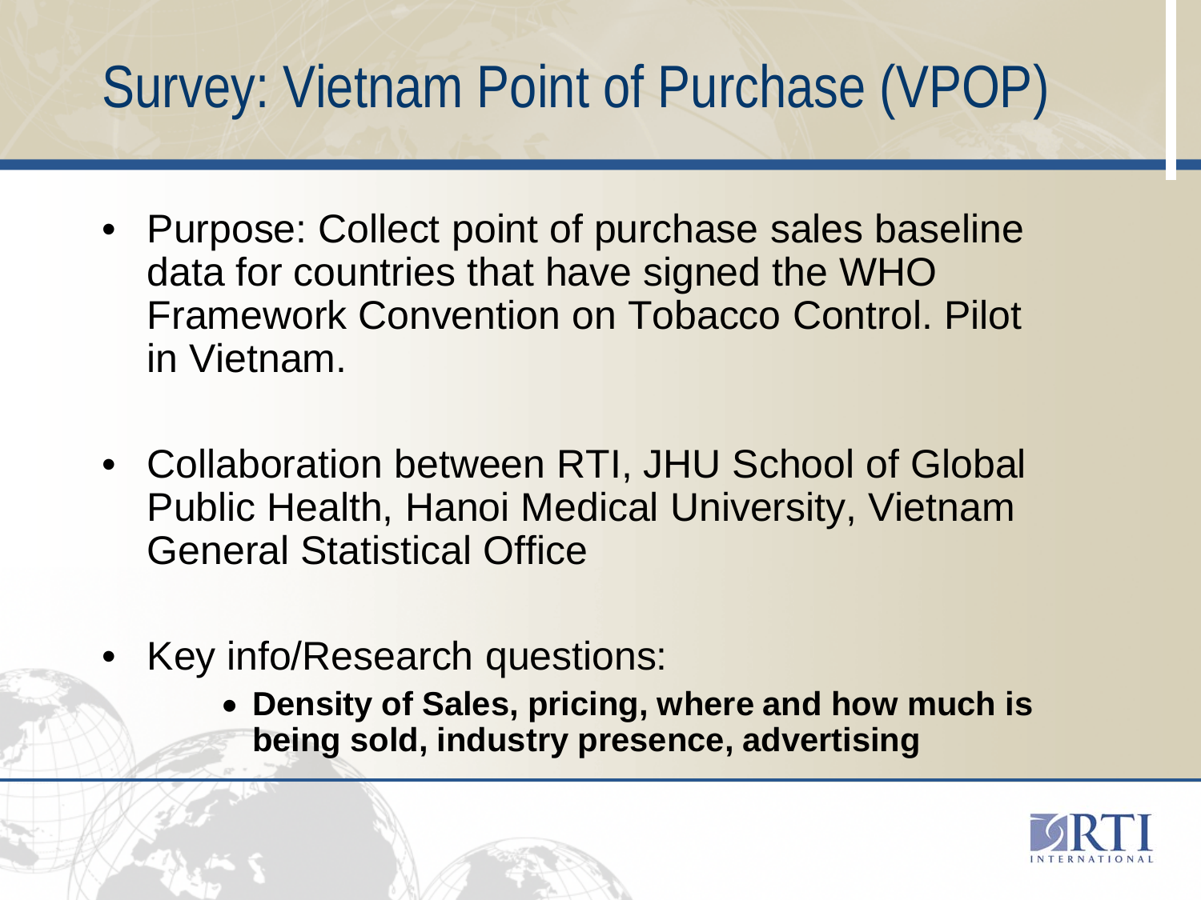# Survey: Vietnam Point of Purchase (VPOP)

- Purpose: Collect point of purchase sales baseline data for countries that have signed the WHO Framework Convention on Tobacco Control. Pilot in Vietnam.

- Collaboration between RTI, JHU School of Global Public Health, Hanoi Medical University, Vietnam General Statistical Office

- Key info/Research questions:
  - **Density of Sales, pricing, where and how much is being sold, industry presence, advertising**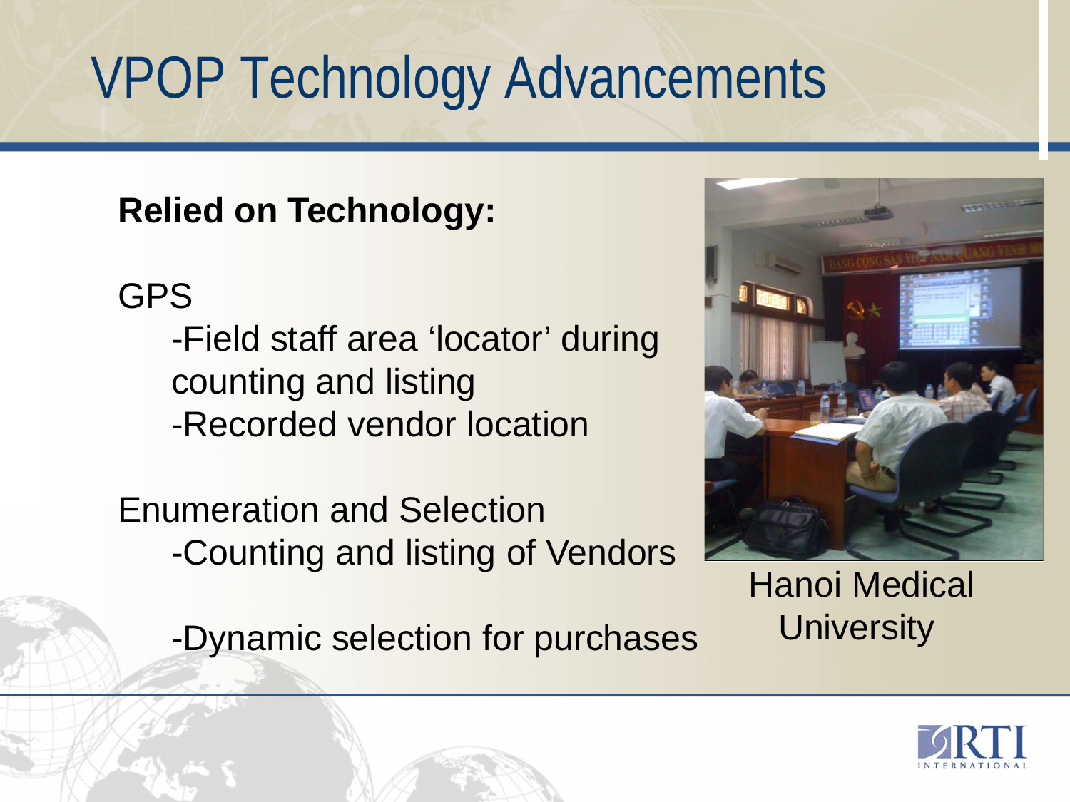# VPOP Technology Advancements

**Relied on Technology:**

GPS

- Field staff area 'locator' during counting and listing
- Recorded vendor location

Enumeration and Selection

- Counting and listing of Vendors
- Dynamic selection for purchases

Hanoi Medical University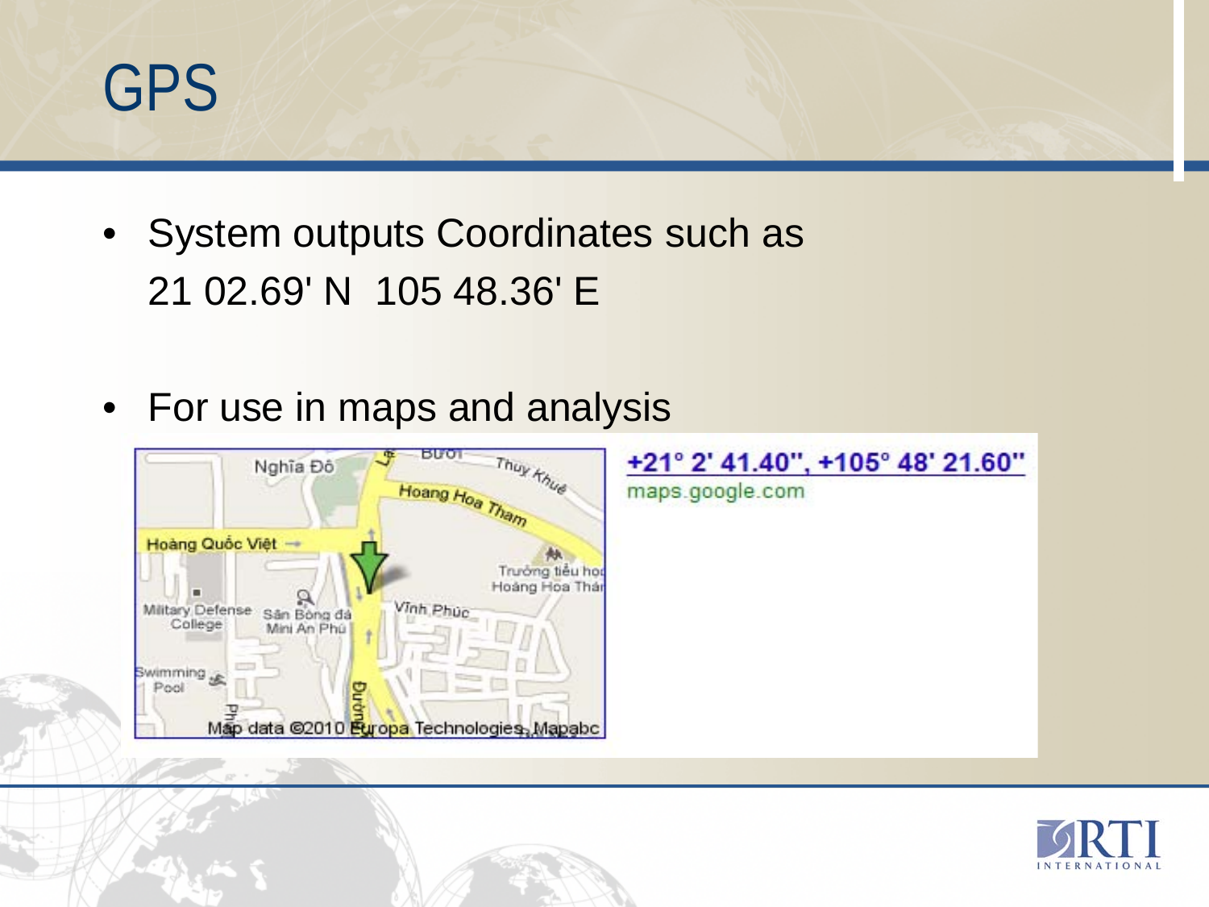# GPS

- System outputs Coordinates such as 21 02.69' N 105 48.36' E

- For use in maps and analysis

+21° 2' 41.40", +105° 48' 21.60"
maps.google.com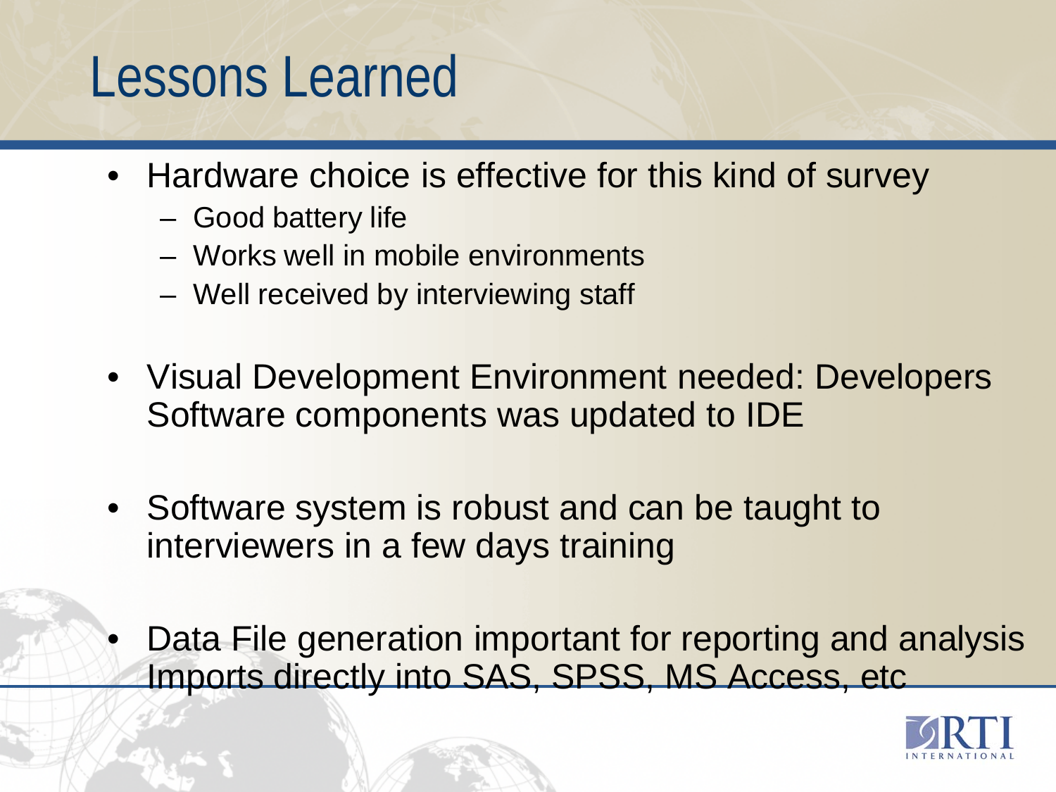# Lessons Learned

- Hardware choice is effective for this kind of survey
  - Good battery life
  - Works well in mobile environments
  - Well received by interviewing staff
- Visual Development Environment needed: Developers Software components was updated to IDE
- Software system is robust and can be taught to interviewers in a few days training
- Data File generation important for reporting and analysis Imports directly into SAS, SPSS, MS Access, etc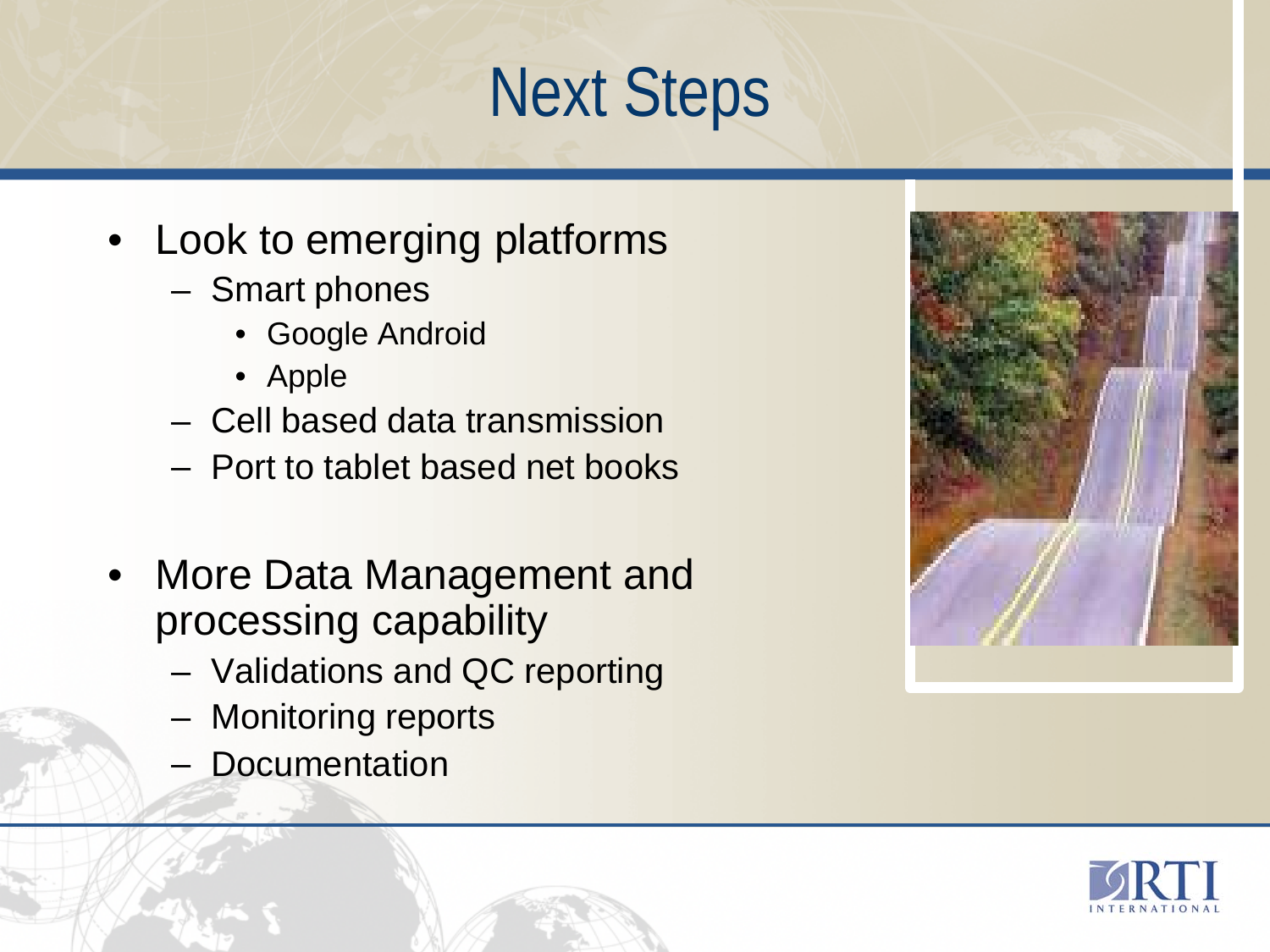# Next Steps

- Look to emerging platforms
  - Smart phones
    - Google Android
    - Apple
  - Cell based data transmission
  - Port to tablet based net books
- More Data Management and processing capability
  - Validations and QC reporting
  - Monitoring reports
  - Documentation